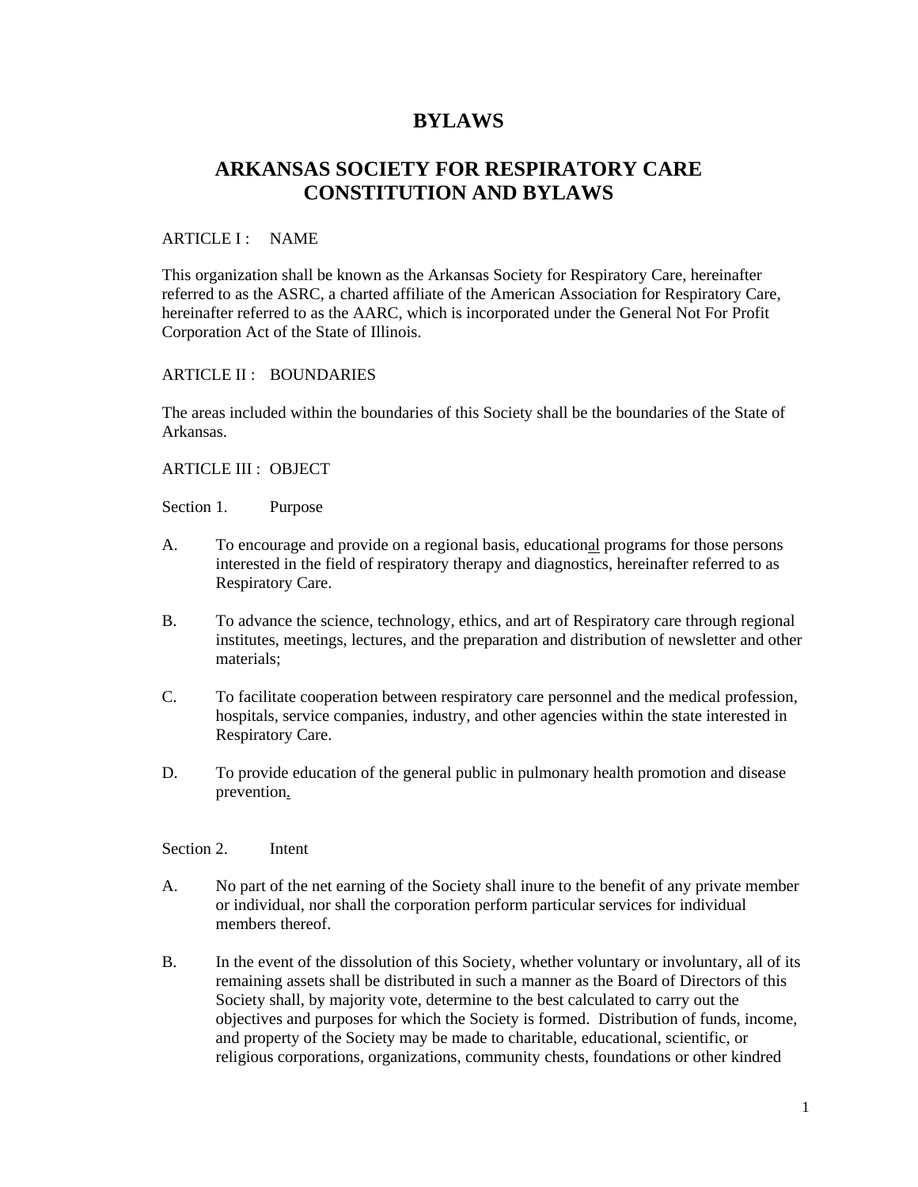# BYLAWS

## ARKANSAS SOCIETY FOR RESPIRATORY CARE CONSTITUTION AND BYLAWS

ARTICLE I : NAME

This organization shall be known as the Arkansas Society for Respiratory Care, hereinafter referred to as the ASRC, a charted affiliate of the American Association for Respiratory Care, hereinafter referred to as the AARC, which is incorporated under the General Not For Profit Corporation Act of the State of Illinois.

ARTICLE II : BOUNDARIES

The areas included within the boundaries of this Society shall be the boundaries of the State of Arkansas.

ARTICLE III : OBJECT

Section 1. Purpose

A. To encourage and provide on a regional basis, educational programs for those persons interested in the field of respiratory therapy and diagnostics, hereinafter referred to as Respiratory Care.

B. To advance the science, technology, ethics, and art of Respiratory care through regional institutes, meetings, lectures, and the preparation and distribution of newsletter and other materials;

C. To facilitate cooperation between respiratory care personnel and the medical profession, hospitals, service companies, industry, and other agencies within the state interested in Respiratory Care.

D. To provide education of the general public in pulmonary health promotion and disease prevention.

Section 2. Intent

A. No part of the net earning of the Society shall inure to the benefit of any private member or individual, nor shall the corporation perform particular services for individual members thereof.

B. In the event of the dissolution of this Society, whether voluntary or involuntary, all of its remaining assets shall be distributed in such a manner as the Board of Directors of this Society shall, by majority vote, determine to the best calculated to carry out the objectives and purposes for which the Society is formed. Distribution of funds, income, and property of the Society may be made to charitable, educational, scientific, or religious corporations, organizations, community chests, foundations or other kindred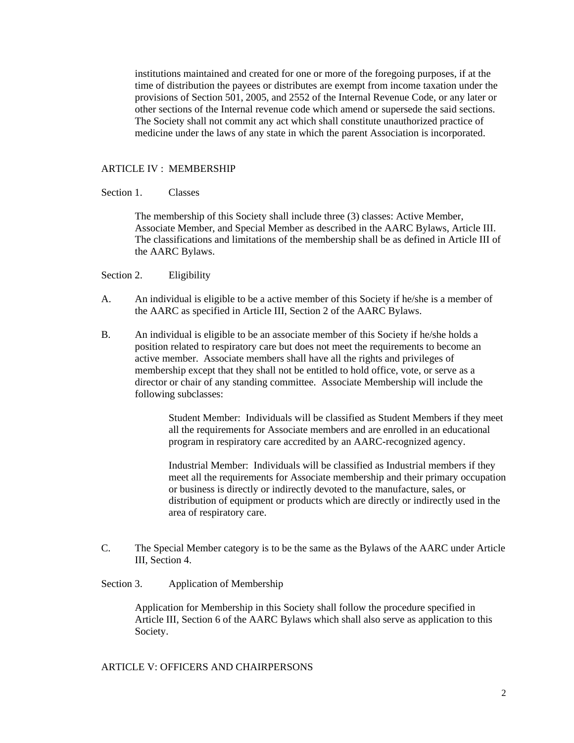institutions maintained and created for one or more of the foregoing purposes, if at the time of distribution the payees or distributes are exempt from income taxation under the provisions of Section 501, 2005, and 2552 of the Internal Revenue Code, or any later or other sections of the Internal revenue code which amend or supersede the said sections. The Society shall not commit any act which shall constitute unauthorized practice of medicine under the laws of any state in which the parent Association is incorporated.

## ARTICLE IV : MEMBERSHIP

Section 1. Classes

The membership of this Society shall include three (3) classes: Active Member, Associate Member, and Special Member as described in the AARC Bylaws, Article III. The classifications and limitations of the membership shall be as defined in Article III of the AARC Bylaws.

Section 2. Eligibility

A. An individual is eligible to be a active member of this Society if he/she is a member of the AARC as specified in Article III, Section 2 of the AARC Bylaws.

B. An individual is eligible to be an associate member of this Society if he/she holds a position related to respiratory care but does not meet the requirements to become an active member. Associate members shall have all the rights and privileges of membership except that they shall not be entitled to hold office, vote, or serve as a director or chair of any standing committee. Associate Membership will include the following subclasses:

Student Member: Individuals will be classified as Student Members if they meet all the requirements for Associate members and are enrolled in an educational program in respiratory care accredited by an AARC-recognized agency.

Industrial Member: Individuals will be classified as Industrial members if they meet all the requirements for Associate membership and their primary occupation or business is directly or indirectly devoted to the manufacture, sales, or distribution of equipment or products which are directly or indirectly used in the area of respiratory care.

C. The Special Member category is to be the same as the Bylaws of the AARC under Article III, Section 4.

Section 3. Application of Membership

Application for Membership in this Society shall follow the procedure specified in Article III, Section 6 of the AARC Bylaws which shall also serve as application to this Society.

## ARTICLE V: OFFICERS AND CHAIRPERSONS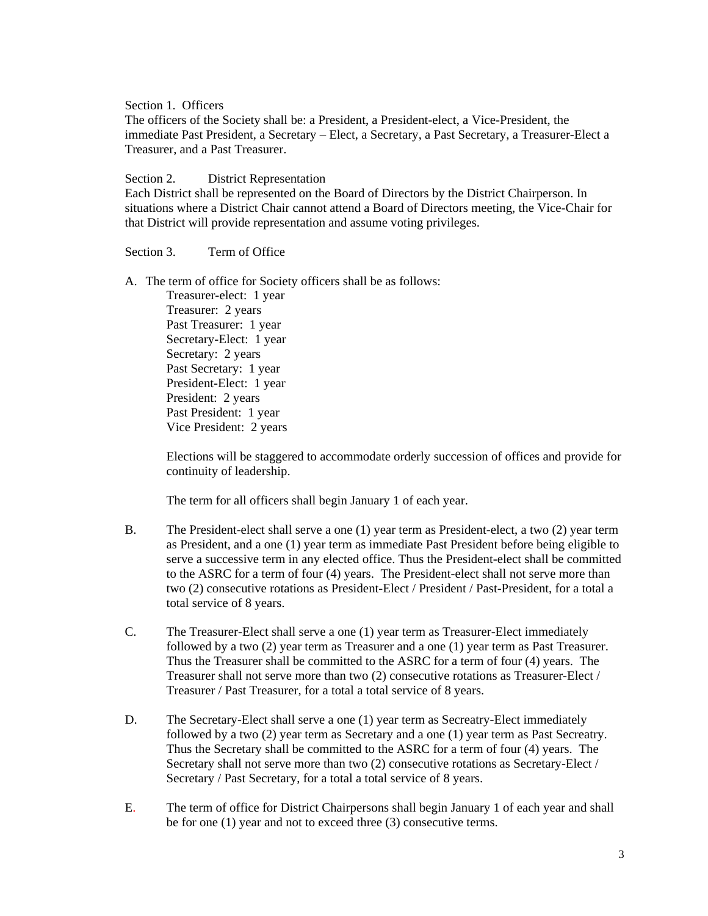Section 1. Officers

The officers of the Society shall be: a President, a President-elect, a Vice-President, the immediate Past President, a Secretary – Elect, a Secretary, a Past Secretary, a Treasurer-Elect a Treasurer, and a Past Treasurer.

Section 2. District Representation

Each District shall be represented on the Board of Directors by the District Chairperson. In situations where a District Chair cannot attend a Board of Directors meeting, the Vice-Chair for that District will provide representation and assume voting privileges.

Section 3. Term of Office

A. The term of office for Society officers shall be as follows:

Treasurer-elect: 1 year
Treasurer: 2 years
Past Treasurer: 1 year
Secretary-Elect: 1 year
Secretary: 2 years
Past Secretary: 1 year
President-Elect: 1 year
President: 2 years
Past President: 1 year
Vice President: 2 years

Elections will be staggered to accommodate orderly succession of offices and provide for continuity of leadership.

The term for all officers shall begin January 1 of each year.

B. The President-elect shall serve a one (1) year term as President-elect, a two (2) year term as President, and a one (1) year term as immediate Past President before being eligible to serve a successive term in any elected office. Thus the President-elect shall be committed to the ASRC for a term of four (4) years. The President-elect shall not serve more than two (2) consecutive rotations as President-Elect / President / Past-President, for a total a total service of 8 years.

C. The Treasurer-Elect shall serve a one (1) year term as Treasurer-Elect immediately followed by a two (2) year term as Treasurer and a one (1) year term as Past Treasurer. Thus the Treasurer shall be committed to the ASRC for a term of four (4) years. The Treasurer shall not serve more than two (2) consecutive rotations as Treasurer-Elect / Treasurer / Past Treasurer, for a total a total service of 8 years.

D. The Secretary-Elect shall serve a one (1) year term as Secreatry-Elect immediately followed by a two (2) year term as Secretary and a one (1) year term as Past Secreatry. Thus the Secretary shall be committed to the ASRC for a term of four (4) years. The Secretary shall not serve more than two (2) consecutive rotations as Secretary-Elect / Secretary / Past Secretary, for a total a total service of 8 years.

E. The term of office for District Chairpersons shall begin January 1 of each year and shall be for one (1) year and not to exceed three (3) consecutive terms.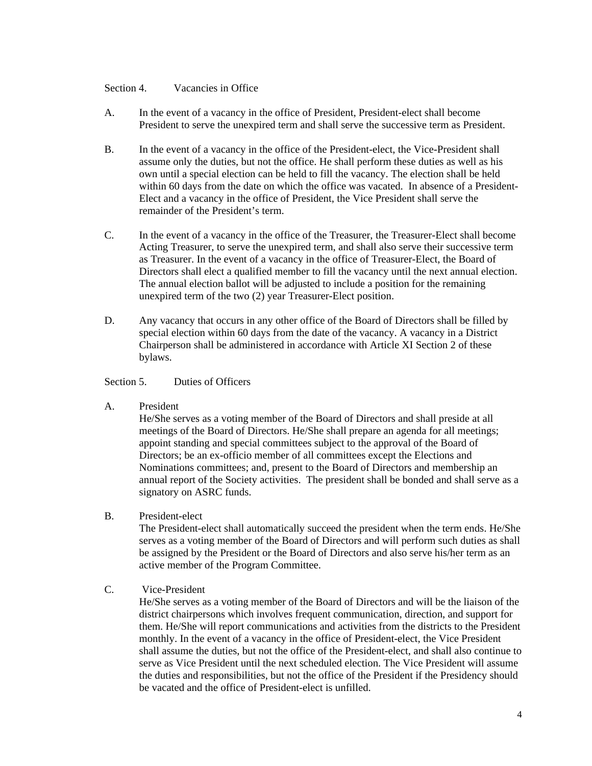## Section 4. Vacancies in Office

A. In the event of a vacancy in the office of President, President-elect shall become President to serve the unexpired term and shall serve the successive term as President.

B. In the event of a vacancy in the office of the President-elect, the Vice-President shall assume only the duties, but not the office. He shall perform these duties as well as his own until a special election can be held to fill the vacancy. The election shall be held within 60 days from the date on which the office was vacated. In absence of a President-Elect and a vacancy in the office of President, the Vice President shall serve the remainder of the President's term.

C. In the event of a vacancy in the office of the Treasurer, the Treasurer-Elect shall become Acting Treasurer, to serve the unexpired term, and shall also serve their successive term as Treasurer. In the event of a vacancy in the office of Treasurer-Elect, the Board of Directors shall elect a qualified member to fill the vacancy until the next annual election. The annual election ballot will be adjusted to include a position for the remaining unexpired term of the two (2) year Treasurer-Elect position.

D. Any vacancy that occurs in any other office of the Board of Directors shall be filled by special election within 60 days from the date of the vacancy. A vacancy in a District Chairperson shall be administered in accordance with Article XI Section 2 of these bylaws.

## Section 5. Duties of Officers

A. President
He/She serves as a voting member of the Board of Directors and shall preside at all meetings of the Board of Directors. He/She shall prepare an agenda for all meetings; appoint standing and special committees subject to the approval of the Board of Directors; be an ex-officio member of all committees except the Elections and Nominations committees; and, present to the Board of Directors and membership an annual report of the Society activities. The president shall be bonded and shall serve as a signatory on ASRC funds.

B. President-elect
The President-elect shall automatically succeed the president when the term ends. He/She serves as a voting member of the Board of Directors and will perform such duties as shall be assigned by the President or the Board of Directors and also serve his/her term as an active member of the Program Committee.

C. Vice-President
He/She serves as a voting member of the Board of Directors and will be the liaison of the district chairpersons which involves frequent communication, direction, and support for them. He/She will report communications and activities from the districts to the President monthly. In the event of a vacancy in the office of President-elect, the Vice President shall assume the duties, but not the office of the President-elect, and shall also continue to serve as Vice President until the next scheduled election. The Vice President will assume the duties and responsibilities, but not the office of the President if the Presidency should be vacated and the office of President-elect is unfilled.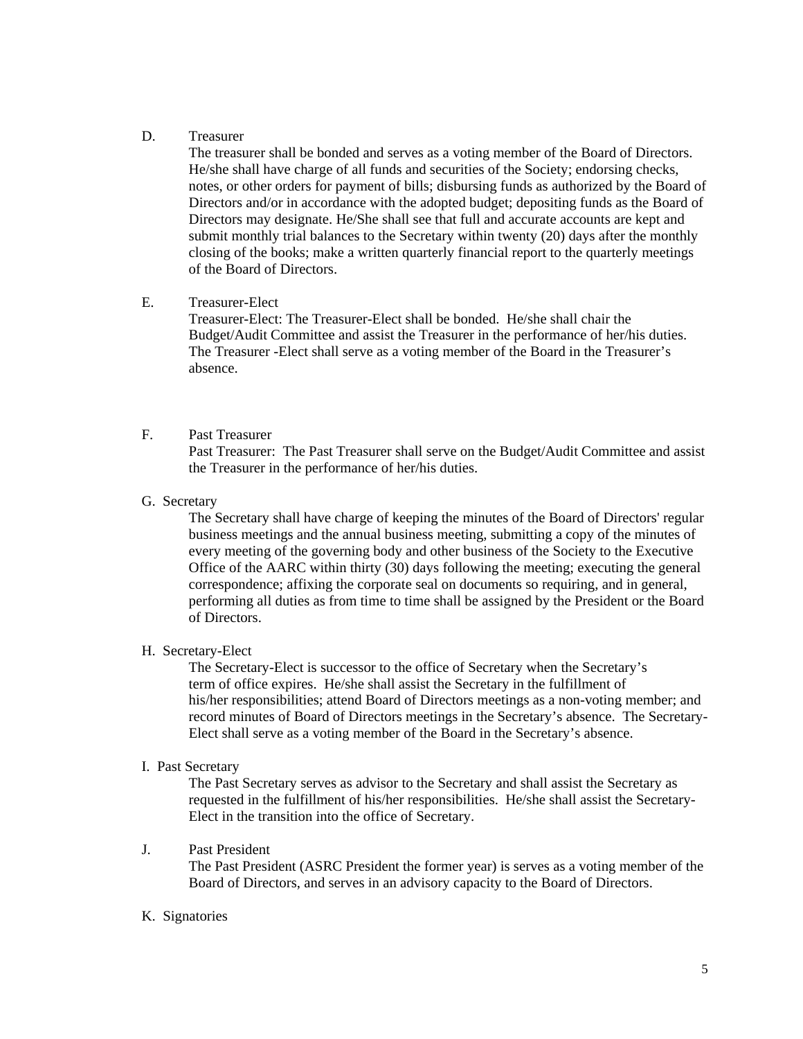D. Treasurer

The treasurer shall be bonded and serves as a voting member of the Board of Directors. He/she shall have charge of all funds and securities of the Society; endorsing checks, notes, or other orders for payment of bills; disbursing funds as authorized by the Board of Directors and/or in accordance with the adopted budget; depositing funds as the Board of Directors may designate. He/She shall see that full and accurate accounts are kept and submit monthly trial balances to the Secretary within twenty (20) days after the monthly closing of the books; make a written quarterly financial report to the quarterly meetings of the Board of Directors.

E. Treasurer-Elect

Treasurer-Elect: The Treasurer-Elect shall be bonded. He/she shall chair the Budget/Audit Committee and assist the Treasurer in the performance of her/his duties. The Treasurer -Elect shall serve as a voting member of the Board in the Treasurer's absence.

F. Past Treasurer

Past Treasurer: The Past Treasurer shall serve on the Budget/Audit Committee and assist the Treasurer in the performance of her/his duties.

G. Secretary

The Secretary shall have charge of keeping the minutes of the Board of Directors' regular business meetings and the annual business meeting, submitting a copy of the minutes of every meeting of the governing body and other business of the Society to the Executive Office of the AARC within thirty (30) days following the meeting; executing the general correspondence; affixing the corporate seal on documents so requiring, and in general, performing all duties as from time to time shall be assigned by the President or the Board of Directors.

H. Secretary-Elect

The Secretary-Elect is successor to the office of Secretary when the Secretary's term of office expires. He/she shall assist the Secretary in the fulfillment of his/her responsibilities; attend Board of Directors meetings as a non-voting member; and record minutes of Board of Directors meetings in the Secretary's absence. The Secretary-Elect shall serve as a voting member of the Board in the Secretary's absence.

I. Past Secretary

The Past Secretary serves as advisor to the Secretary and shall assist the Secretary as requested in the fulfillment of his/her responsibilities. He/she shall assist the Secretary-Elect in the transition into the office of Secretary.

J. Past President

The Past President (ASRC President the former year) is serves as a voting member of the Board of Directors, and serves in an advisory capacity to the Board of Directors.

K. Signatories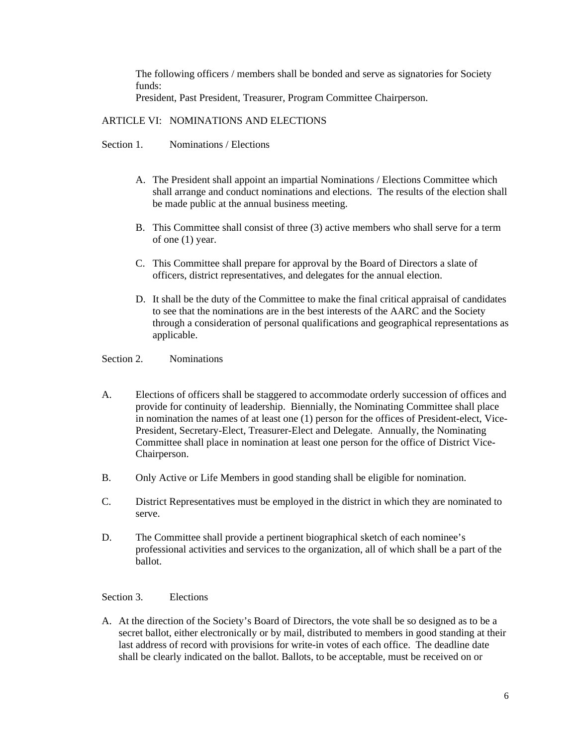The following officers / members shall be bonded and serve as signatories for Society funds:
President, Past President, Treasurer, Program Committee Chairperson.

## ARTICLE VI: NOMINATIONS AND ELECTIONS

### Section 1. Nominations / Elections

A. The President shall appoint an impartial Nominations / Elections Committee which shall arrange and conduct nominations and elections. The results of the election shall be made public at the annual business meeting.

B. This Committee shall consist of three (3) active members who shall serve for a term of one (1) year.

C. This Committee shall prepare for approval by the Board of Directors a slate of officers, district representatives, and delegates for the annual election.

D. It shall be the duty of the Committee to make the final critical appraisal of candidates to see that the nominations are in the best interests of the AARC and the Society through a consideration of personal qualifications and geographical representations as applicable.

### Section 2. Nominations

A. Elections of officers shall be staggered to accommodate orderly succession of offices and provide for continuity of leadership. Biennially, the Nominating Committee shall place in nomination the names of at least one (1) person for the offices of President-elect, Vice-President, Secretary-Elect, Treasurer-Elect and Delegate. Annually, the Nominating Committee shall place in nomination at least one person for the office of District Vice-Chairperson.

B. Only Active or Life Members in good standing shall be eligible for nomination.

C. District Representatives must be employed in the district in which they are nominated to serve.

D. The Committee shall provide a pertinent biographical sketch of each nominee's professional activities and services to the organization, all of which shall be a part of the ballot.

### Section 3. Elections

A. At the direction of the Society's Board of Directors, the vote shall be so designed as to be a secret ballot, either electronically or by mail, distributed to members in good standing at their last address of record with provisions for write-in votes of each office. The deadline date shall be clearly indicated on the ballot. Ballots, to be acceptable, must be received on or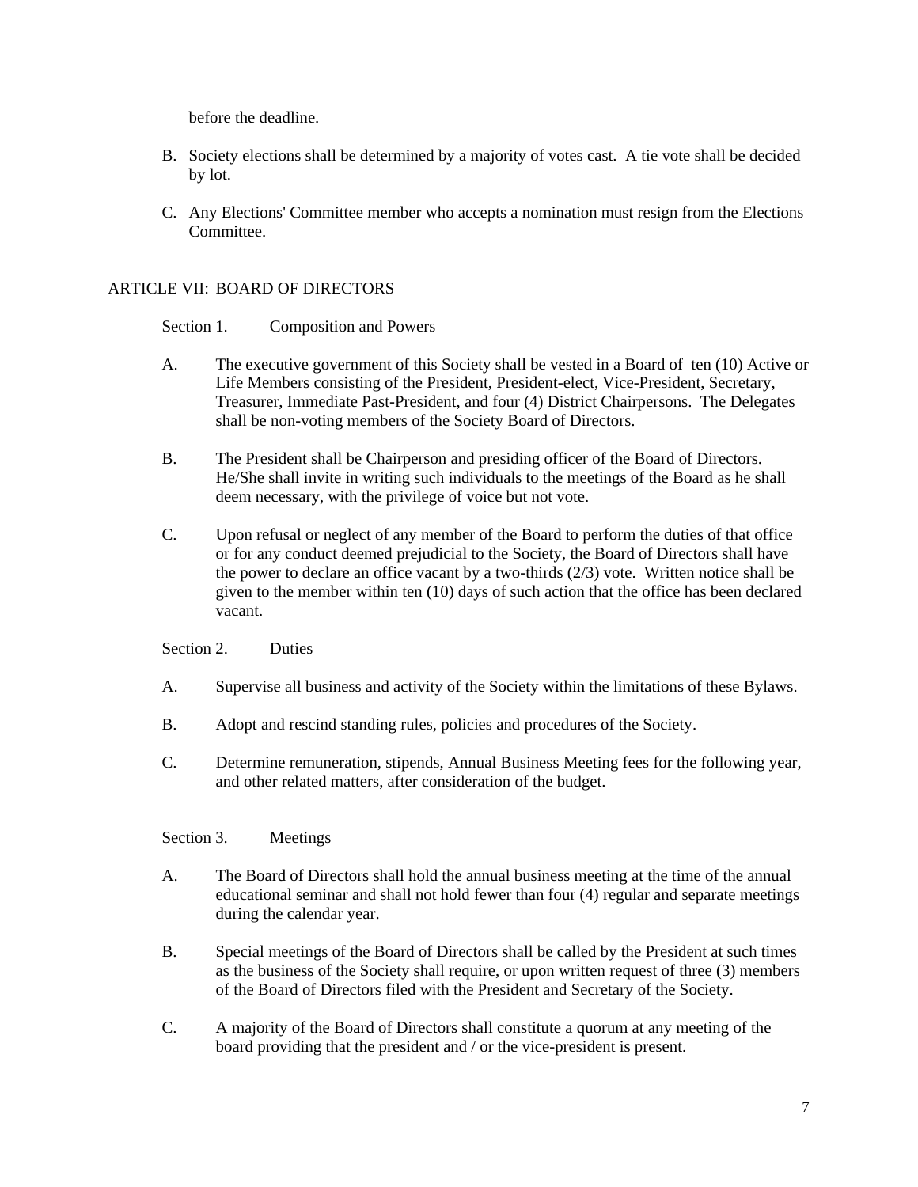before the deadline.

B. Society elections shall be determined by a majority of votes cast. A tie vote shall be decided by lot.

C. Any Elections' Committee member who accepts a nomination must resign from the Elections Committee.

## ARTICLE VII: BOARD OF DIRECTORS

### Section 1. Composition and Powers

A. The executive government of this Society shall be vested in a Board of ten (10) Active or Life Members consisting of the President, President-elect, Vice-President, Secretary, Treasurer, Immediate Past-President, and four (4) District Chairpersons. The Delegates shall be non-voting members of the Society Board of Directors.

B. The President shall be Chairperson and presiding officer of the Board of Directors. He/She shall invite in writing such individuals to the meetings of the Board as he shall deem necessary, with the privilege of voice but not vote.

C. Upon refusal or neglect of any member of the Board to perform the duties of that office or for any conduct deemed prejudicial to the Society, the Board of Directors shall have the power to declare an office vacant by a two-thirds (2/3) vote. Written notice shall be given to the member within ten (10) days of such action that the office has been declared vacant.

### Section 2. Duties

A. Supervise all business and activity of the Society within the limitations of these Bylaws.

B. Adopt and rescind standing rules, policies and procedures of the Society.

C. Determine remuneration, stipends, Annual Business Meeting fees for the following year, and other related matters, after consideration of the budget.

### Section 3. Meetings

A. The Board of Directors shall hold the annual business meeting at the time of the annual educational seminar and shall not hold fewer than four (4) regular and separate meetings during the calendar year.

B. Special meetings of the Board of Directors shall be called by the President at such times as the business of the Society shall require, or upon written request of three (3) members of the Board of Directors filed with the President and Secretary of the Society.

C. A majority of the Board of Directors shall constitute a quorum at any meeting of the board providing that the president and / or the vice-president is present.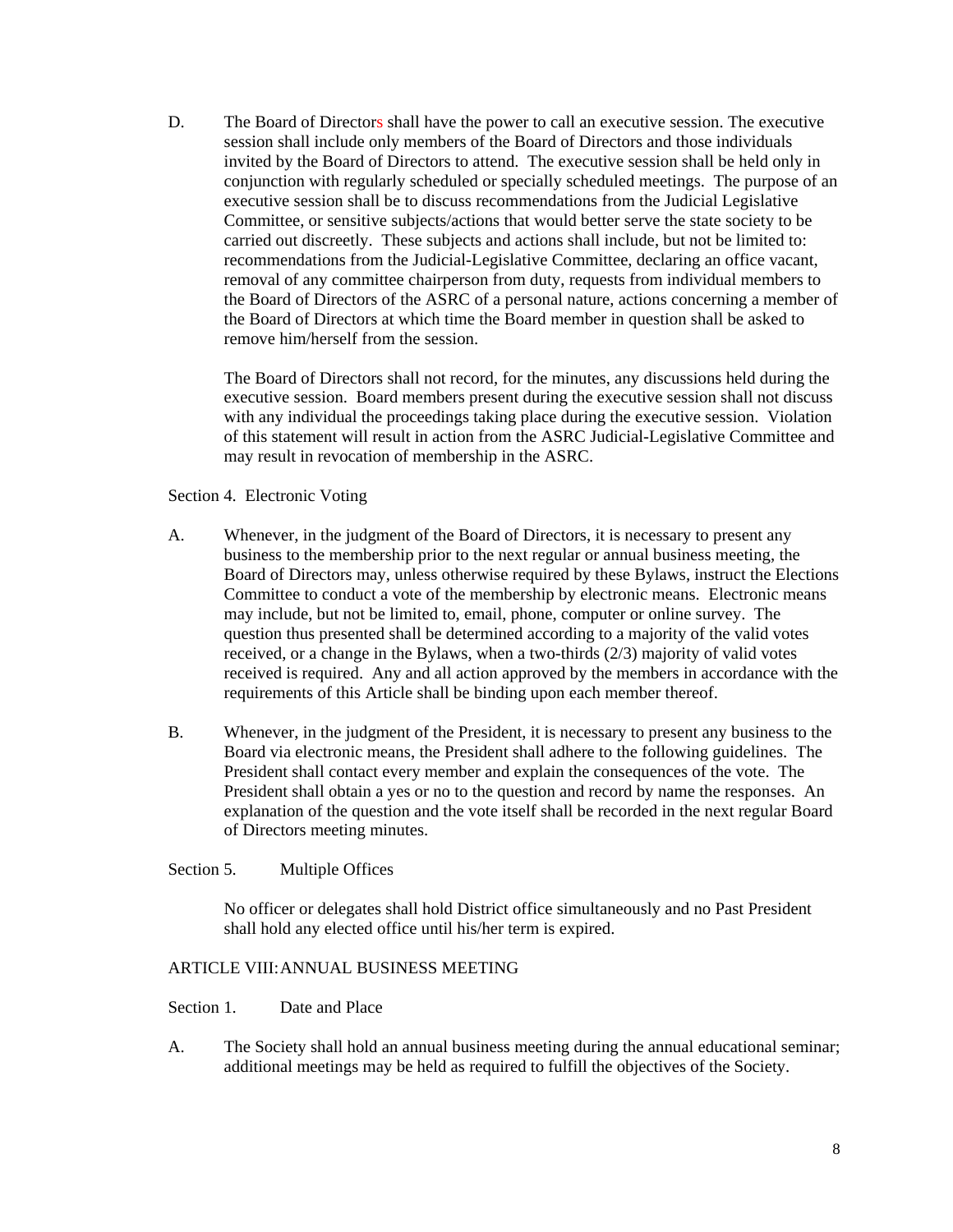D. The Board of Directors shall have the power to call an executive session. The executive session shall include only members of the Board of Directors and those individuals invited by the Board of Directors to attend. The executive session shall be held only in conjunction with regularly scheduled or specially scheduled meetings. The purpose of an executive session shall be to discuss recommendations from the Judicial Legislative Committee, or sensitive subjects/actions that would better serve the state society to be carried out discreetly. These subjects and actions shall include, but not be limited to: recommendations from the Judicial-Legislative Committee, declaring an office vacant, removal of any committee chairperson from duty, requests from individual members to the Board of Directors of the ASRC of a personal nature, actions concerning a member of the Board of Directors at which time the Board member in question shall be asked to remove him/herself from the session.

The Board of Directors shall not record, for the minutes, any discussions held during the executive session. Board members present during the executive session shall not discuss with any individual the proceedings taking place during the executive session. Violation of this statement will result in action from the ASRC Judicial-Legislative Committee and may result in revocation of membership in the ASRC.

Section 4. Electronic Voting

A. Whenever, in the judgment of the Board of Directors, it is necessary to present any business to the membership prior to the next regular or annual business meeting, the Board of Directors may, unless otherwise required by these Bylaws, instruct the Elections Committee to conduct a vote of the membership by electronic means. Electronic means may include, but not be limited to, email, phone, computer or online survey. The question thus presented shall be determined according to a majority of the valid votes received, or a change in the Bylaws, when a two-thirds (2/3) majority of valid votes received is required. Any and all action approved by the members in accordance with the requirements of this Article shall be binding upon each member thereof.

B. Whenever, in the judgment of the President, it is necessary to present any business to the Board via electronic means, the President shall adhere to the following guidelines. The President shall contact every member and explain the consequences of the vote. The President shall obtain a yes or no to the question and record by name the responses. An explanation of the question and the vote itself shall be recorded in the next regular Board of Directors meeting minutes.

Section 5. Multiple Offices

No officer or delegates shall hold District office simultaneously and no Past President shall hold any elected office until his/her term is expired.

ARTICLE VIII: ANNUAL BUSINESS MEETING

Section 1. Date and Place

A. The Society shall hold an annual business meeting during the annual educational seminar; additional meetings may be held as required to fulfill the objectives of the Society.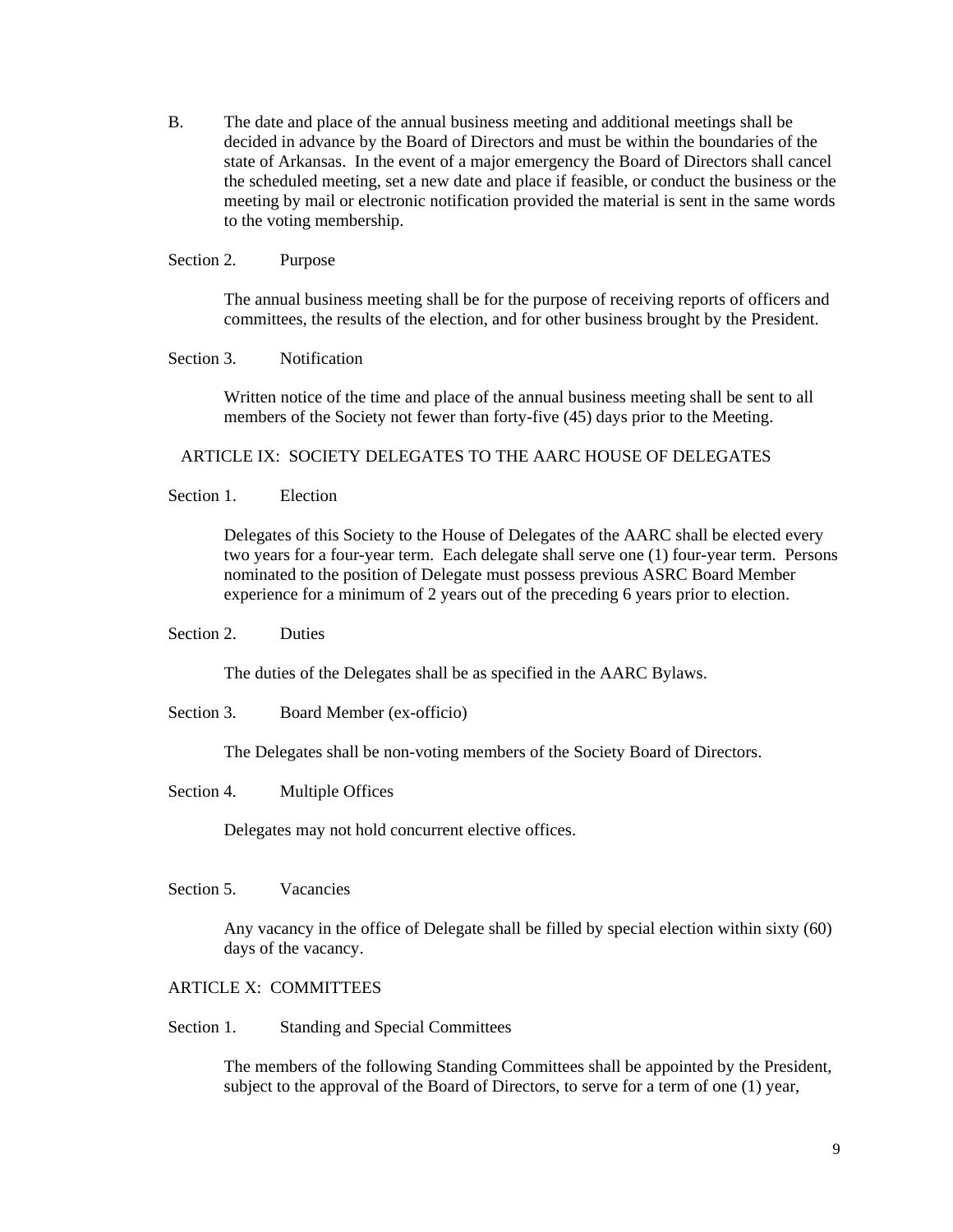B. The date and place of the annual business meeting and additional meetings shall be decided in advance by the Board of Directors and must be within the boundaries of the state of Arkansas. In the event of a major emergency the Board of Directors shall cancel the scheduled meeting, set a new date and place if feasible, or conduct the business or the meeting by mail or electronic notification provided the material is sent in the same words to the voting membership.

Section 2. Purpose

The annual business meeting shall be for the purpose of receiving reports of officers and committees, the results of the election, and for other business brought by the President.

Section 3. Notification

Written notice of the time and place of the annual business meeting shall be sent to all members of the Society not fewer than forty-five (45) days prior to the Meeting.

## ARTICLE IX: SOCIETY DELEGATES TO THE AARC HOUSE OF DELEGATES

Section 1. Election

Delegates of this Society to the House of Delegates of the AARC shall be elected every two years for a four-year term. Each delegate shall serve one (1) four-year term. Persons nominated to the position of Delegate must possess previous ASRC Board Member experience for a minimum of 2 years out of the preceding 6 years prior to election.

Section 2. Duties

The duties of the Delegates shall be as specified in the AARC Bylaws.

Section 3. Board Member (ex-officio)

The Delegates shall be non-voting members of the Society Board of Directors.

Section 4. Multiple Offices

Delegates may not hold concurrent elective offices.

Section 5. Vacancies

Any vacancy in the office of Delegate shall be filled by special election within sixty (60) days of the vacancy.

## ARTICLE X: COMMITTEES

Section 1. Standing and Special Committees

The members of the following Standing Committees shall be appointed by the President, subject to the approval of the Board of Directors, to serve for a term of one (1) year,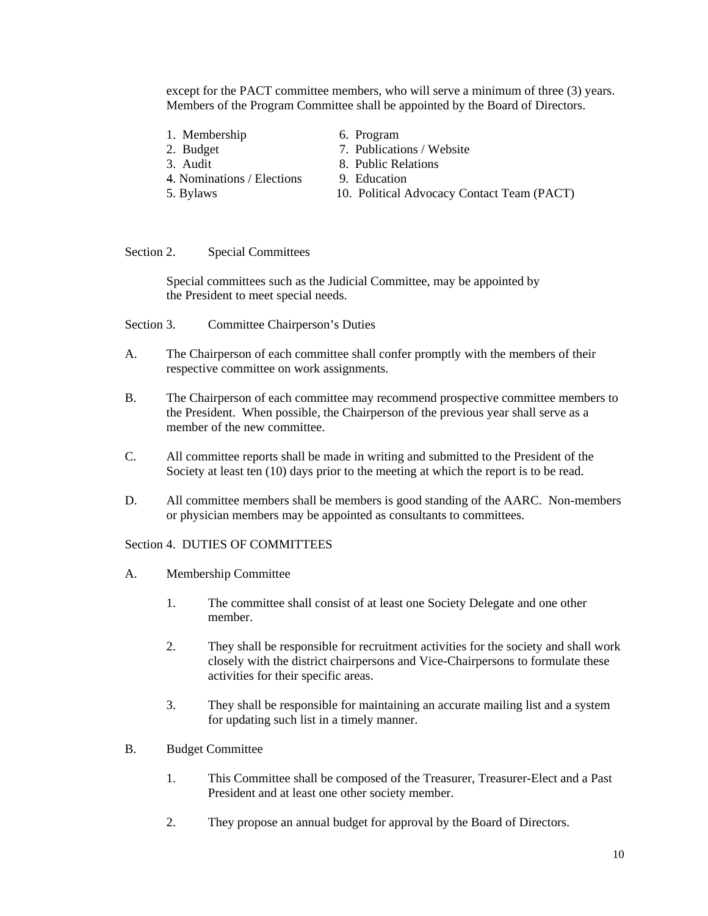except for the PACT committee members, who will serve a minimum of three (3) years. Members of the Program Committee shall be appointed by the Board of Directors.

1. Membership
2. Budget
3. Audit
4. Nominations / Elections
5. Bylaws
6. Program
7. Publications / Website
8. Public Relations
9. Education
10. Political Advocacy Contact Team (PACT)

Section 2. Special Committees

Special committees such as the Judicial Committee, may be appointed by the President to meet special needs.

Section 3. Committee Chairperson's Duties

A. The Chairperson of each committee shall confer promptly with the members of their respective committee on work assignments.

B. The Chairperson of each committee may recommend prospective committee members to the President. When possible, the Chairperson of the previous year shall serve as a member of the new committee.

C. All committee reports shall be made in writing and submitted to the President of the Society at least ten (10) days prior to the meeting at which the report is to be read.

D. All committee members shall be members is good standing of the AARC. Non-members or physician members may be appointed as consultants to committees.

Section 4. DUTIES OF COMMITTEES

A. Membership Committee

1. The committee shall consist of at least one Society Delegate and one other member.

2. They shall be responsible for recruitment activities for the society and shall work closely with the district chairpersons and Vice-Chairpersons to formulate these activities for their specific areas.

3. They shall be responsible for maintaining an accurate mailing list and a system for updating such list in a timely manner.

B. Budget Committee

1. This Committee shall be composed of the Treasurer, Treasurer-Elect and a Past President and at least one other society member.

2. They propose an annual budget for approval by the Board of Directors.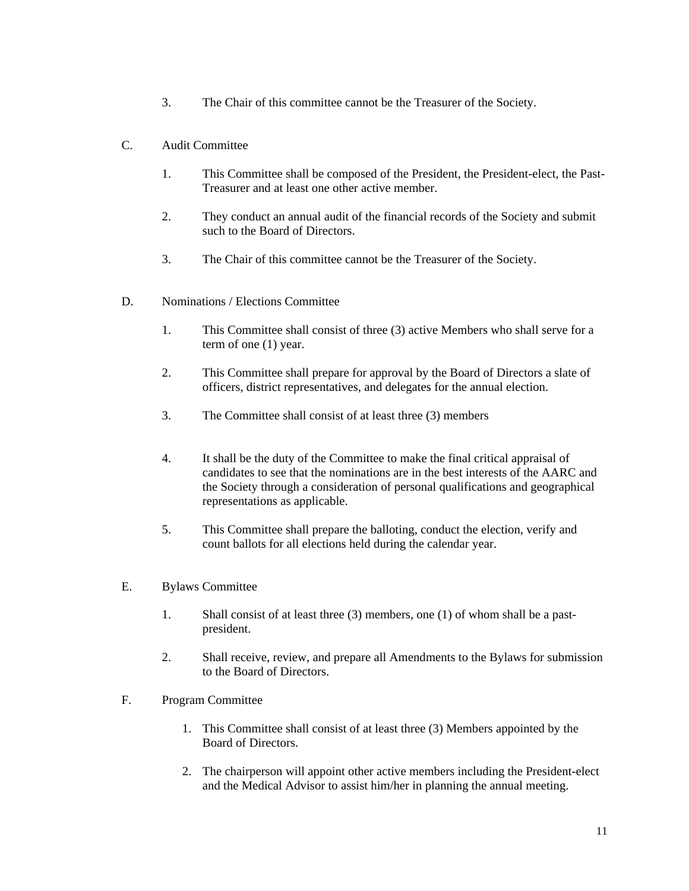3. The Chair of this committee cannot be the Treasurer of the Society.

C. Audit Committee

1. This Committee shall be composed of the President, the President-elect, the Past-Treasurer and at least one other active member.

2. They conduct an annual audit of the financial records of the Society and submit such to the Board of Directors.

3. The Chair of this committee cannot be the Treasurer of the Society.

D. Nominations / Elections Committee

1. This Committee shall consist of three (3) active Members who shall serve for a term of one (1) year.

2. This Committee shall prepare for approval by the Board of Directors a slate of officers, district representatives, and delegates for the annual election.

3. The Committee shall consist of at least three (3) members

4. It shall be the duty of the Committee to make the final critical appraisal of candidates to see that the nominations are in the best interests of the AARC and the Society through a consideration of personal qualifications and geographical representations as applicable.

5. This Committee shall prepare the balloting, conduct the election, verify and count ballots for all elections held during the calendar year.

E. Bylaws Committee

1. Shall consist of at least three (3) members, one (1) of whom shall be a past-president.

2. Shall receive, review, and prepare all Amendments to the Bylaws for submission to the Board of Directors.

F. Program Committee

1. This Committee shall consist of at least three (3) Members appointed by the Board of Directors.

2. The chairperson will appoint other active members including the President-elect and the Medical Advisor to assist him/her in planning the annual meeting.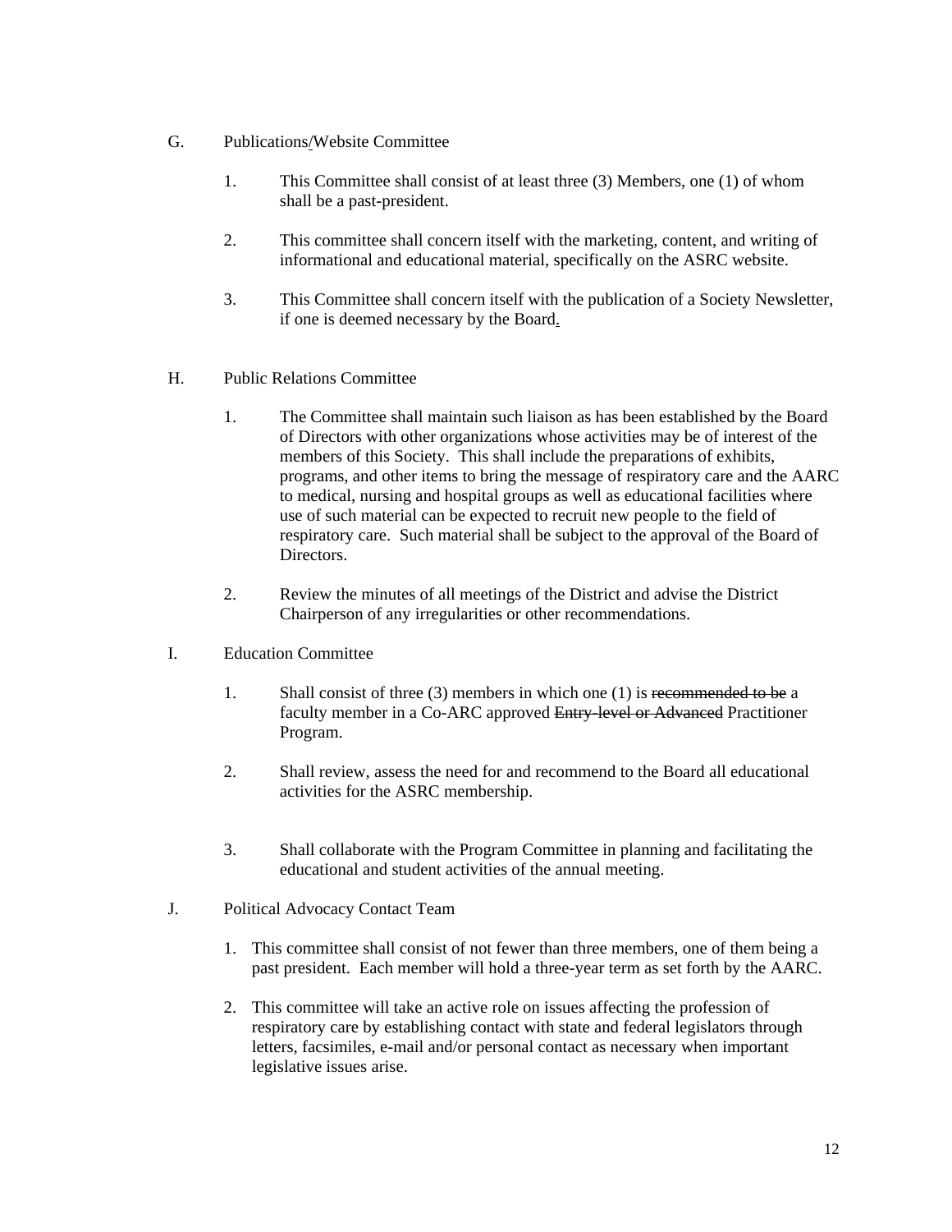G. Publications/Website Committee

1. This Committee shall consist of at least three (3) Members, one (1) of whom shall be a past-president.

2. This committee shall concern itself with the marketing, content, and writing of informational and educational material, specifically on the ASRC website.

3. This Committee shall concern itself with the publication of a Society Newsletter, if one is deemed necessary by the Board.

H. Public Relations Committee

1. The Committee shall maintain such liaison as has been established by the Board of Directors with other organizations whose activities may be of interest of the members of this Society. This shall include the preparations of exhibits, programs, and other items to bring the message of respiratory care and the AARC to medical, nursing and hospital groups as well as educational facilities where use of such material can be expected to recruit new people to the field of respiratory care. Such material shall be subject to the approval of the Board of Directors.

2. Review the minutes of all meetings of the District and advise the District Chairperson of any irregularities or other recommendations.

I. Education Committee

1. Shall consist of three (3) members in which one (1) is ~~recommended to be~~ a faculty member in a Co-ARC approved ~~Entry-level or Advanced~~ Practitioner Program.

2. Shall review, assess the need for and recommend to the Board all educational activities for the ASRC membership.

3. Shall collaborate with the Program Committee in planning and facilitating the educational and student activities of the annual meeting.

J. Political Advocacy Contact Team

1. This committee shall consist of not fewer than three members, one of them being a past president. Each member will hold a three-year term as set forth by the AARC.

2. This committee will take an active role on issues affecting the profession of respiratory care by establishing contact with state and federal legislators through letters, facsimiles, e-mail and/or personal contact as necessary when important legislative issues arise.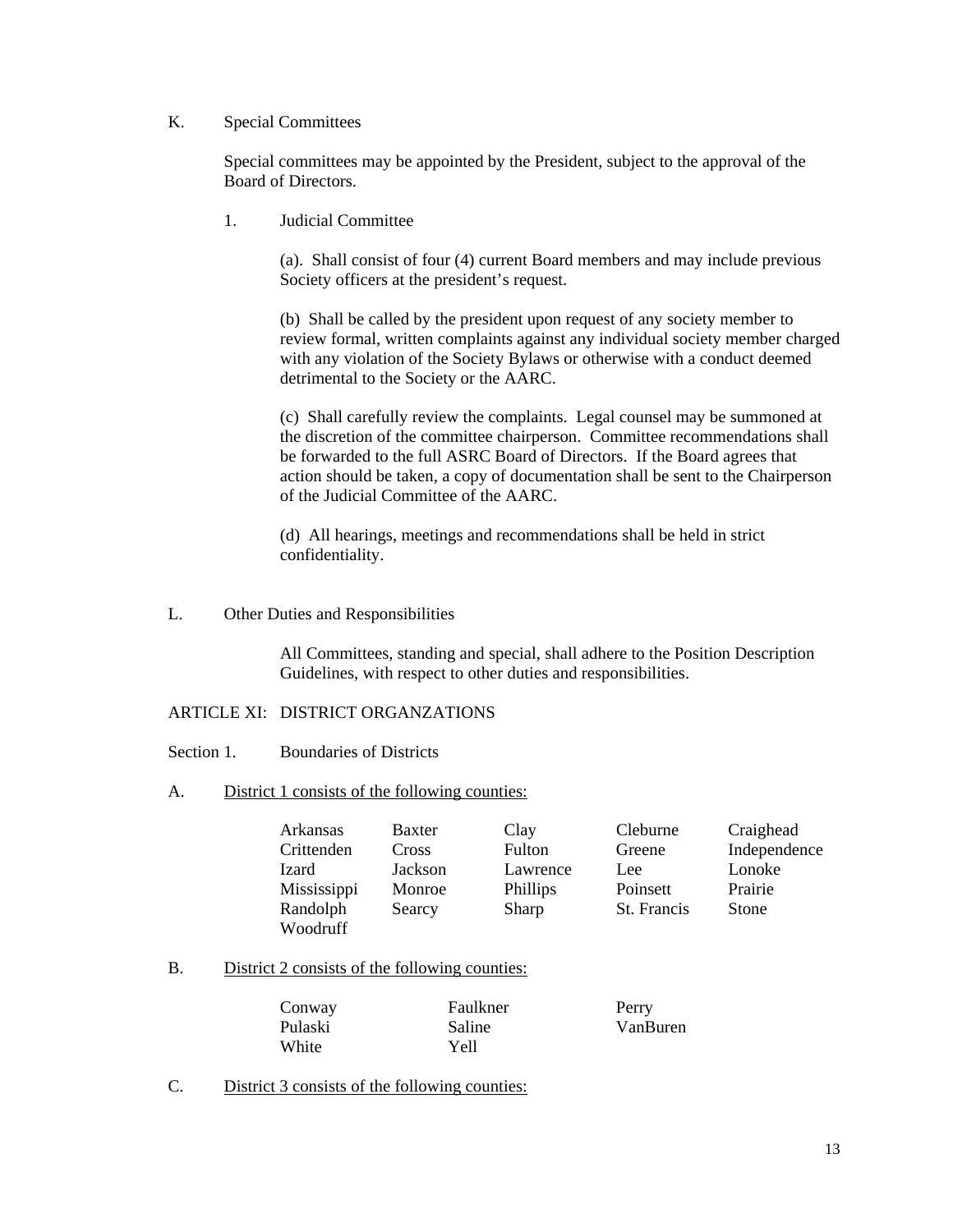K. Special Committees

Special committees may be appointed by the President, subject to the approval of the Board of Directors.

1. Judicial Committee

(a). Shall consist of four (4) current Board members and may include previous Society officers at the president's request.

(b) Shall be called by the president upon request of any society member to review formal, written complaints against any individual society member charged with any violation of the Society Bylaws or otherwise with a conduct deemed detrimental to the Society or the AARC.

(c) Shall carefully review the complaints. Legal counsel may be summoned at the discretion of the committee chairperson. Committee recommendations shall be forwarded to the full ASRC Board of Directors. If the Board agrees that action should be taken, a copy of documentation shall be sent to the Chairperson of the Judicial Committee of the AARC.

(d) All hearings, meetings and recommendations shall be held in strict confidentiality.

L. Other Duties and Responsibilities

All Committees, standing and special, shall adhere to the Position Description Guidelines, with respect to other duties and responsibilities.

ARTICLE XI: DISTRICT ORGANZATIONS

Section 1. Boundaries of Districts

A. District 1 consists of the following counties:

| | | | | |
|---|---|---|---|---|
| Arkansas | Baxter | Clay | Cleburne | Craighead |
| Crittenden | Cross | Fulton | Greene | Independence |
| Izard | Jackson | Lawrence | Lee | Lonoke |
| Mississippi | Monroe | Phillips | Poinsett | Prairie |
| Randolph | Searcy | Sharp | St. Francis | Stone |
| Woodruff | | | | |

B. District 2 consists of the following counties:

| | | |
|---|---|---|
| Conway | Faulkner | Perry |
| Pulaski | Saline | VanBuren |
| White | Yell | |

C. District 3 consists of the following counties: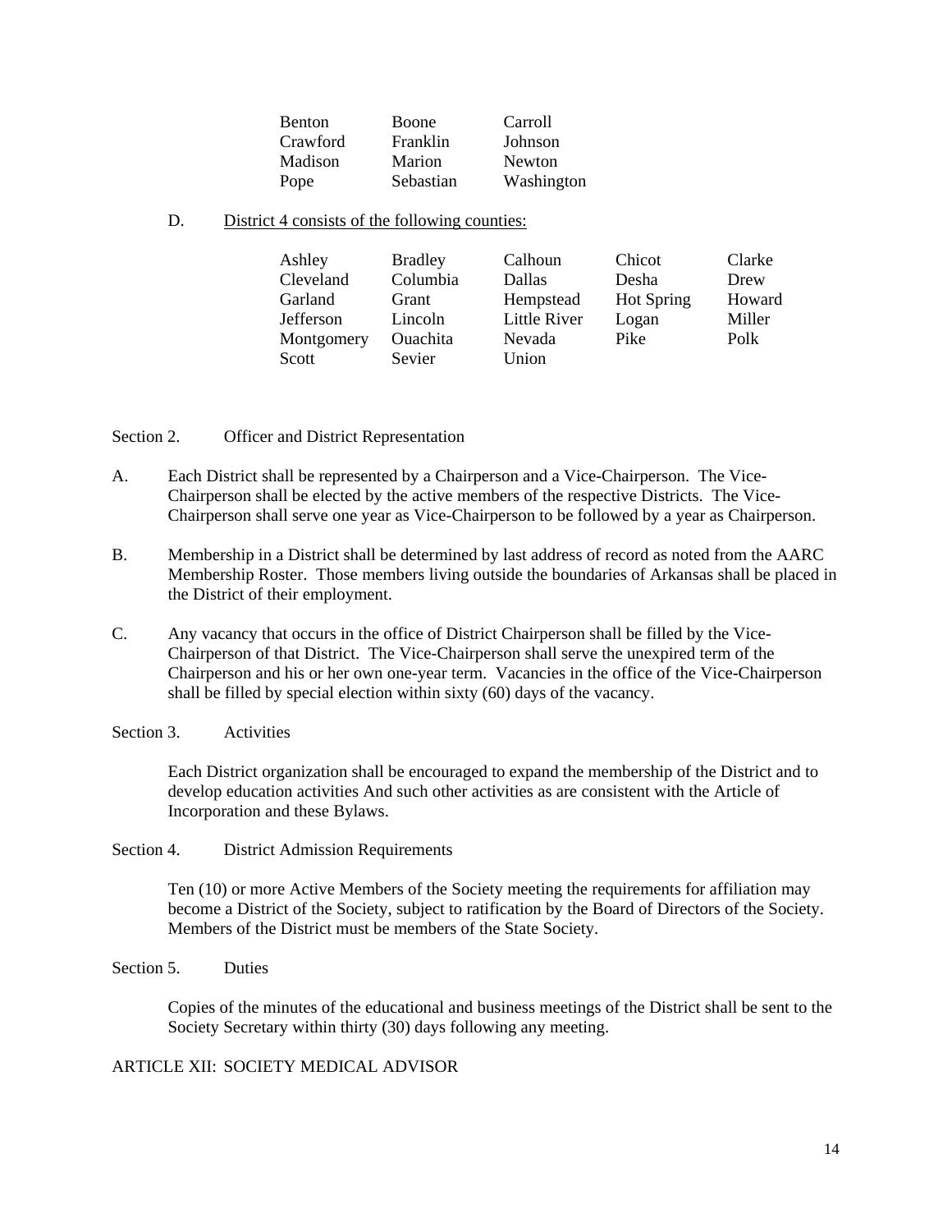| | | |
|---|---|---|
| Benton | Boone | Carroll |
| Crawford | Franklin | Johnson |
| Madison | Marion | Newton |
| Pope | Sebastian | Washington |

D. District 4 consists of the following counties:

| | | | | |
|---|---|---|---|---|
| Ashley | Bradley | Calhoun | Chicot | Clarke |
| Cleveland | Columbia | Dallas | Desha | Drew |
| Garland | Grant | Hempstead | Hot Spring | Howard |
| Jefferson | Lincoln | Little River | Logan | Miller |
| Montgomery | Ouachita | Nevada | Pike | Polk |
| Scott | Sevier | Union | | |

Section 2. Officer and District Representation

A. Each District shall be represented by a Chairperson and a Vice-Chairperson. The Vice-Chairperson shall be elected by the active members of the respective Districts. The Vice-Chairperson shall serve one year as Vice-Chairperson to be followed by a year as Chairperson.

B. Membership in a District shall be determined by last address of record as noted from the AARC Membership Roster. Those members living outside the boundaries of Arkansas shall be placed in the District of their employment.

C. Any vacancy that occurs in the office of District Chairperson shall be filled by the Vice-Chairperson of that District. The Vice-Chairperson shall serve the unexpired term of the Chairperson and his or her own one-year term. Vacancies in the office of the Vice-Chairperson shall be filled by special election within sixty (60) days of the vacancy.

Section 3. Activities

Each District organization shall be encouraged to expand the membership of the District and to develop education activities And such other activities as are consistent with the Article of Incorporation and these Bylaws.

Section 4. District Admission Requirements

Ten (10) or more Active Members of the Society meeting the requirements for affiliation may become a District of the Society, subject to ratification by the Board of Directors of the Society. Members of the District must be members of the State Society.

Section 5. Duties

Copies of the minutes of the educational and business meetings of the District shall be sent to the Society Secretary within thirty (30) days following any meeting.

ARTICLE XII: SOCIETY MEDICAL ADVISOR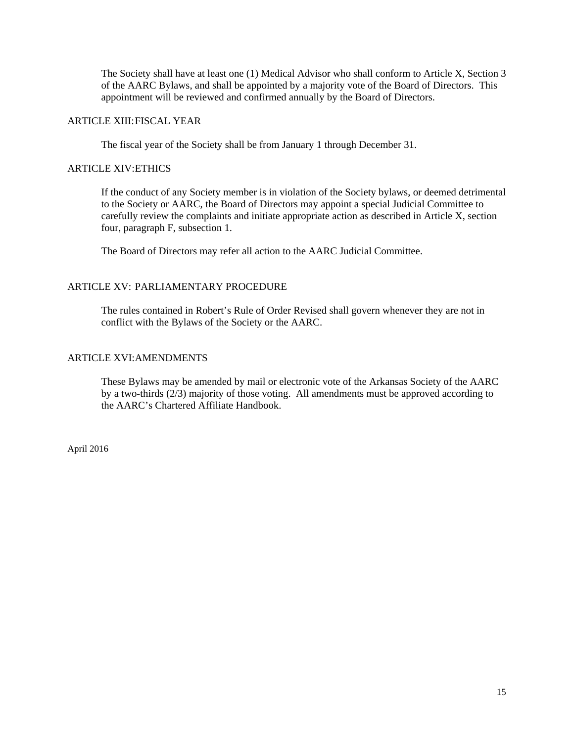The Society shall have at least one (1) Medical Advisor who shall conform to Article X, Section 3 of the AARC Bylaws, and shall be appointed by a majority vote of the Board of Directors. This appointment will be reviewed and confirmed annually by the Board of Directors.

## ARTICLE XIII: FISCAL YEAR

The fiscal year of the Society shall be from January 1 through December 31.

## ARTICLE XIV: ETHICS

If the conduct of any Society member is in violation of the Society bylaws, or deemed detrimental to the Society or AARC, the Board of Directors may appoint a special Judicial Committee to carefully review the complaints and initiate appropriate action as described in Article X, section four, paragraph F, subsection 1.

The Board of Directors may refer all action to the AARC Judicial Committee.

## ARTICLE XV: PARLIAMENTARY PROCEDURE

The rules contained in Robert's Rule of Order Revised shall govern whenever they are not in conflict with the Bylaws of the Society or the AARC.

## ARTICLE XVI: AMENDMENTS

These Bylaws may be amended by mail or electronic vote of the Arkansas Society of the AARC by a two-thirds (2/3) majority of those voting. All amendments must be approved according to the AARC's Chartered Affiliate Handbook.

April 2016